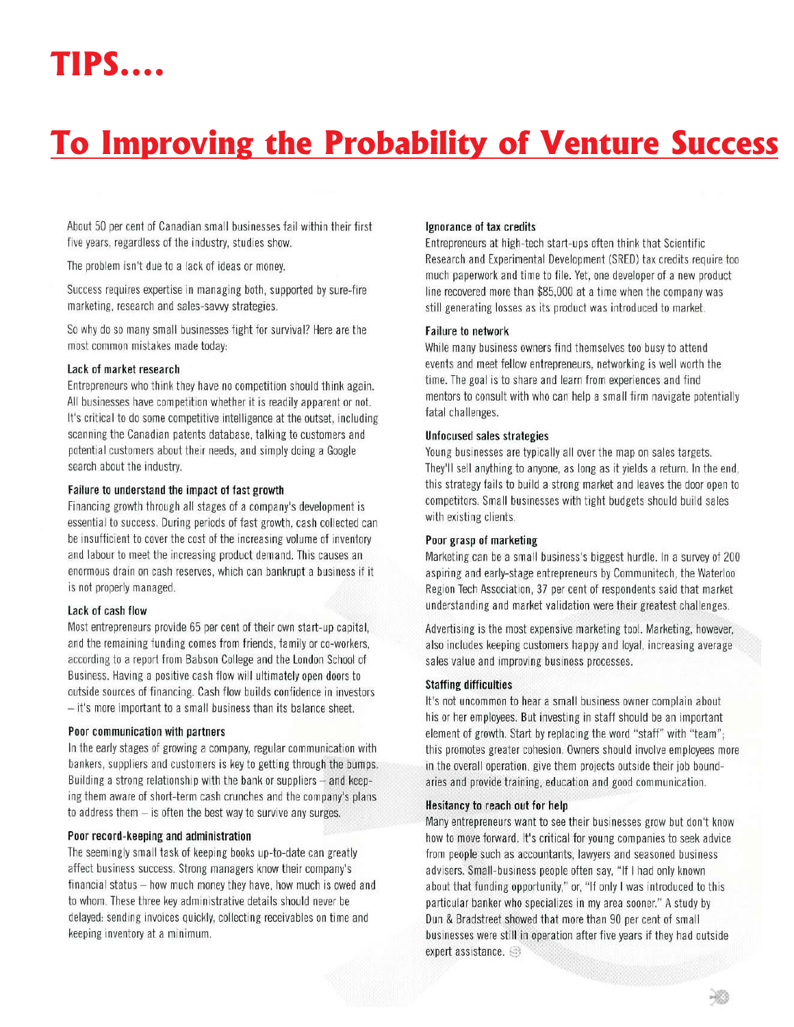# TIPS....

## To Improving the Probability of Venture Success

About 50 per cent of Canadian small businesses fail within their first five years, regardless of the industry, studies show.

The problem isn't due to a lack of ideas or money.

Success requires expertise in managing both, supported by sure-fire marketing, research and sales-savvy strategies.

So why do so many small businesses fight for survival? Here are the most common mistakes made today:

### Lack of market research

Entrepreneurs who think they have no competition should think again. All businesses have competition whether it is readily apparent or not. It's critical to do some competitive intelligence at the outset, including scanning the Canadian patents database, talking to customers and potential customers about their needs, and simply doing a Google search about the industry.

### Failure to understand the impact of fast growth

Financing growth through all stages of a company's development is essential to success. During periods of fast growth, cash collected can be insufficient to cover the cost of the increasing volume of inventory and labour to meet the increasing product demand. This causes an enormous drain on cash reserves, which can bankrupt a business if it is not properly managed.

### Lack of cash flow

Most entrepreneurs provide 65 per cent of their own start-up capital, and the remaining funding comes from friends, family or co-workers, according to a report from Babson College and the London School of Business. Having a positive cash flow will ultimately open doors to outside sources of financing. Cash flow builds confidence in investors – it's more important to a small business than its balance sheet.

### Poor communication with partners

In the early stages of growing a company, regular communication with bankers, suppliers and customers is key to getting through the bumps. Building a strong relationship with the bank or suppliers – and keeping them aware of short-term cash crunches and the company's plans to address them – is often the best way to survive any surges.

### Poor record-keeping and administration

The seemingly small task of keeping books up-to-date can greatly affect business success. Strong managers know their company's financial status – how much money they have, how much is owed and to whom. These three key administrative details should never be delayed: sending invoices quickly, collecting receivables on time and keeping inventory at a minimum.

### Ignorance of tax credits

Entrepreneurs at high-tech start-ups often think that Scientific Research and Experimental Development (SRED) tax credits require too much paperwork and time to file. Yet, one developer of a new product line recovered more than $85,000 at a time when the company was still generating losses as its product was introduced to market.

### Failure to network

While many business owners find themselves too busy to attend events and meet fellow entrepreneurs, networking is well worth the time. The goal is to share and learn from experiences and find mentors to consult with who can help a small firm navigate potentially fatal challenges.

### Unfocused sales strategies

Young businesses are typically all over the map on sales targets. They'll sell anything to anyone, as long as it yields a return. In the end, this strategy fails to build a strong market and leaves the door open to competitors. Small businesses with tight budgets should build sales with existing clients.

### Poor grasp of marketing

Marketing can be a small business's biggest hurdle. In a survey of 200 aspiring and early-stage entrepreneurs by Communitech, the Waterloo Region Tech Association, 37 per cent of respondents said that market understanding and market validation were their greatest challenges.

Advertising is the most expensive marketing tool. Marketing, however, also includes keeping customers happy and loyal, increasing average sales value and improving business processes.

### Staffing difficulties

It's not uncommon to hear a small business owner complain about his or her employees. But investing in staff should be an important element of growth. Start by replacing the word "staff" with "team"; this promotes greater cohesion. Owners should involve employees more in the overall operation, give them projects outside their job boundaries and provide training, education and good communication.

### Hesitancy to reach out for help

Many entrepreneurs want to see their businesses grow but don't know how to move forward. It's critical for young companies to seek advice from people such as accountants, lawyers and seasoned business advisers. Small-business people often say, "If I had only known about that funding opportunity," or, "If only I was introduced to this particular banker who specializes in my area sooner." A study by Dun & Bradstreet showed that more than 90 per cent of small businesses were still in operation after five years if they had outside expert assistance.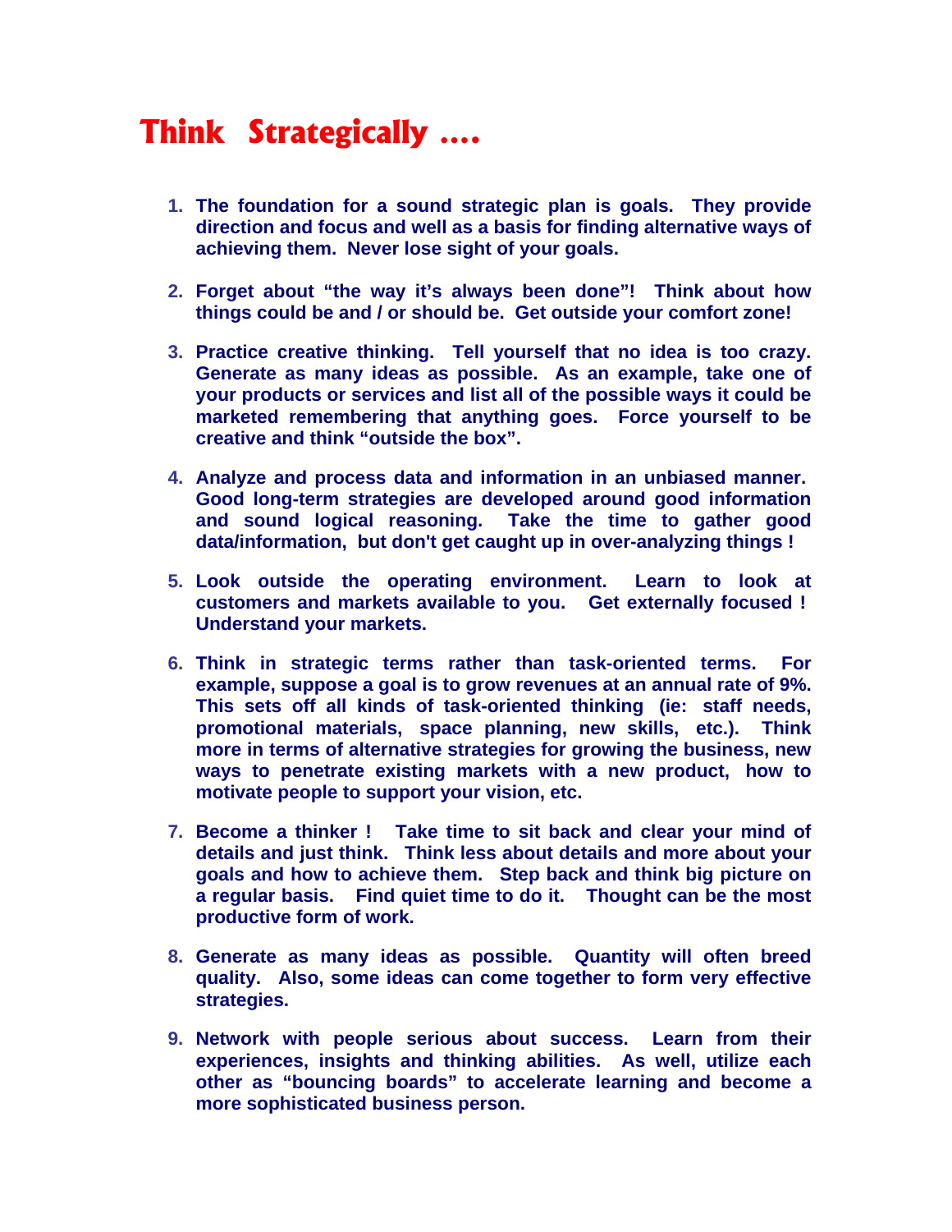# Think Strategically ....

1. **The foundation for a sound strategic plan is goals. They provide direction and focus and well as a basis for finding alternative ways of achieving them. Never lose sight of your goals.**

2. **Forget about "the way it's always been done"! Think about how things could be and / or should be. Get outside your comfort zone!**

3. **Practice creative thinking. Tell yourself that no idea is too crazy. Generate as many ideas as possible. As an example, take one of your products or services and list all of the possible ways it could be marketed remembering that anything goes. Force yourself to be creative and think "outside the box".**

4. **Analyze and process data and information in an unbiased manner. Good long-term strategies are developed around good information and sound logical reasoning. Take the time to gather good data/information, but don't get caught up in over-analyzing things !**

5. **Look outside the operating environment. Learn to look at customers and markets available to you. Get externally focused ! Understand your markets.**

6. **Think in strategic terms rather than task-oriented terms. For example, suppose a goal is to grow revenues at an annual rate of 9%. This sets off all kinds of task-oriented thinking (ie: staff needs, promotional materials, space planning, new skills, etc.). Think more in terms of alternative strategies for growing the business, new ways to penetrate existing markets with a new product, how to motivate people to support your vision, etc.**

7. **Become a thinker ! Take time to sit back and clear your mind of details and just think. Think less about details and more about your goals and how to achieve them. Step back and think big picture on a regular basis. Find quiet time to do it. Thought can be the most productive form of work.**

8. **Generate as many ideas as possible. Quantity will often breed quality. Also, some ideas can come together to form very effective strategies.**

9. **Network with people serious about success. Learn from their experiences, insights and thinking abilities. As well, utilize each other as "bouncing boards" to accelerate learning and become a more sophisticated business person.**